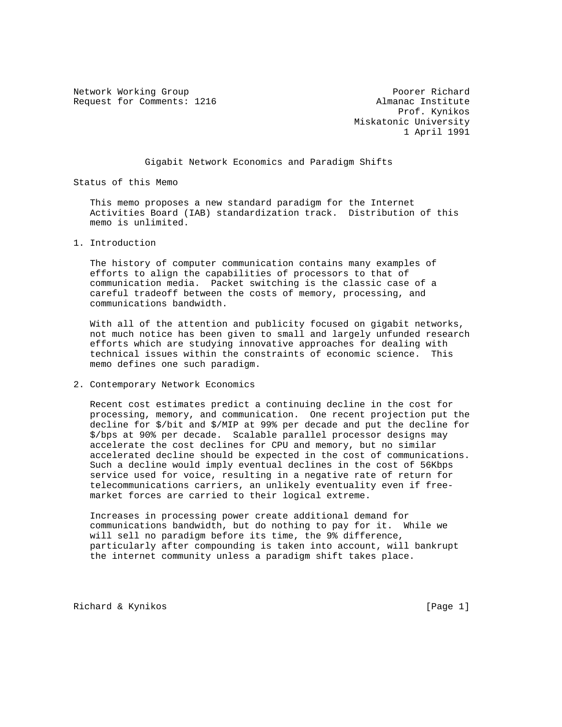Network Working Group                                    Poorer Richard
Request for Comments: 1216                            Almanac Institute
                                                           Prof. Kynikos
                                                   Miskatonic University
                                                            1 April 1991

# Gigabit Network Economics and Paradigm Shifts

## Status of this Memo

This memo proposes a new standard paradigm for the Internet Activities Board (IAB) standardization track. Distribution of this memo is unlimited.

## 1. Introduction

The history of computer communication contains many examples of efforts to align the capabilities of processors to that of communication media. Packet switching is the classic case of a careful tradeoff between the costs of memory, processing, and communications bandwidth.

With all of the attention and publicity focused on gigabit networks, not much notice has been given to small and largely unfunded research efforts which are studying innovative approaches for dealing with technical issues within the constraints of economic science. This memo defines one such paradigm.

## 2. Contemporary Network Economics

Recent cost estimates predict a continuing decline in the cost for processing, memory, and communication. One recent projection put the decline for $/bit and $/MIP at 99% per decade and put the decline for $/bps at 90% per decade. Scalable parallel processor designs may accelerate the cost declines for CPU and memory, but no similar accelerated decline should be expected in the cost of communications. Such a decline would imply eventual declines in the cost of 56Kbps service used for voice, resulting in a negative rate of return for telecommunications carriers, an unlikely eventuality even if free-market forces are carried to their logical extreme.

Increases in processing power create additional demand for communications bandwidth, but do nothing to pay for it. While we will sell no paradigm before its time, the 9% difference, particularly after compounding is taken into account, will bankrupt the internet community unless a paradigm shift takes place.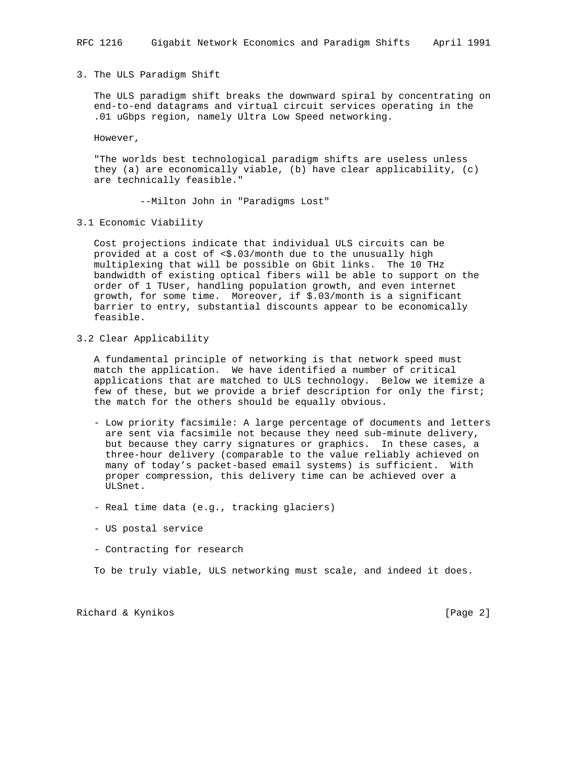## 3. The ULS Paradigm Shift

The ULS paradigm shift breaks the downward spiral by concentrating on end-to-end datagrams and virtual circuit services operating in the .01 uGbps region, namely Ultra Low Speed networking.

However,

"The worlds best technological paradigm shifts are useless unless they (a) are economically viable, (b) have clear applicability, (c) are technically feasible."

--Milton John in "Paradigms Lost"

### 3.1 Economic Viability

Cost projections indicate that individual ULS circuits can be provided at a cost of <$.03/month due to the unusually high multiplexing that will be possible on Gbit links. The 10 THz bandwidth of existing optical fibers will be able to support on the order of 1 TUser, handling population growth, and even internet growth, for some time. Moreover, if $.03/month is a significant barrier to entry, substantial discounts appear to be economically feasible.

### 3.2 Clear Applicability

A fundamental principle of networking is that network speed must match the application. We have identified a number of critical applications that are matched to ULS technology. Below we itemize a few of these, but we provide a brief description for only the first; the match for the others should be equally obvious.

- Low priority facsimile: A large percentage of documents and letters are sent via facsimile not because they need sub-minute delivery, but because they carry signatures or graphics. In these cases, a three-hour delivery (comparable to the value reliably achieved on many of today's packet-based email systems) is sufficient. With proper compression, this delivery time can be achieved over a ULSnet.

- Real time data (e.g., tracking glaciers)

- US postal service

- Contracting for research

To be truly viable, ULS networking must scale, and indeed it does.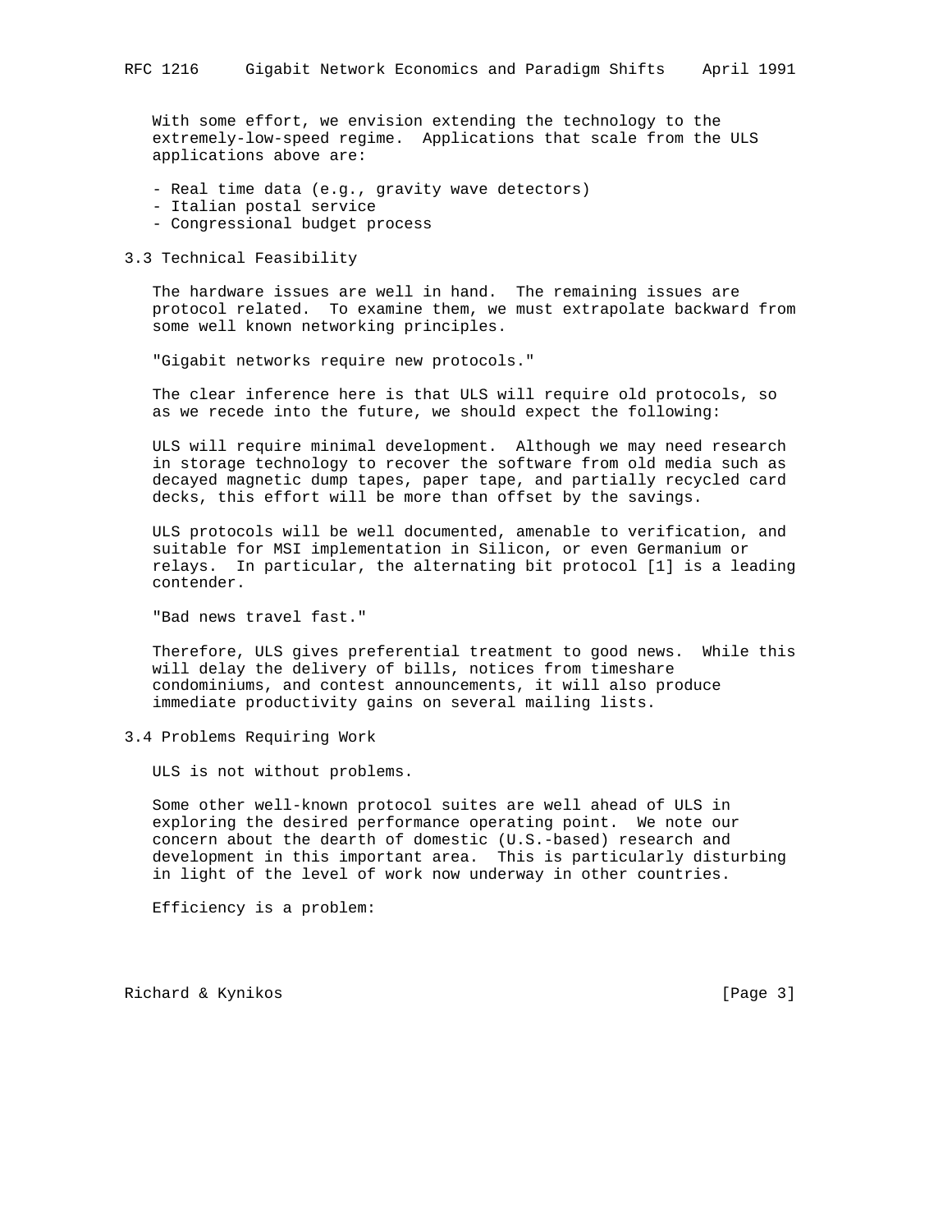With some effort, we envision extending the technology to the extremely-low-speed regime. Applications that scale from the ULS applications above are:

- Real time data (e.g., gravity wave detectors)
- Italian postal service
- Congressional budget process

## 3.3 Technical Feasibility

The hardware issues are well in hand. The remaining issues are protocol related. To examine them, we must extrapolate backward from some well known networking principles.

"Gigabit networks require new protocols."

The clear inference here is that ULS will require old protocols, so as we recede into the future, we should expect the following:

ULS will require minimal development. Although we may need research in storage technology to recover the software from old media such as decayed magnetic dump tapes, paper tape, and partially recycled card decks, this effort will be more than offset by the savings.

ULS protocols will be well documented, amenable to verification, and suitable for MSI implementation in Silicon, or even Germanium or relays. In particular, the alternating bit protocol [1] is a leading contender.

"Bad news travel fast."

Therefore, ULS gives preferential treatment to good news. While this will delay the delivery of bills, notices from timeshare condominiums, and contest announcements, it will also produce immediate productivity gains on several mailing lists.

## 3.4 Problems Requiring Work

ULS is not without problems.

Some other well-known protocol suites are well ahead of ULS in exploring the desired performance operating point. We note our concern about the dearth of domestic (U.S.-based) research and development in this important area. This is particularly disturbing in light of the level of work now underway in other countries.

Efficiency is a problem: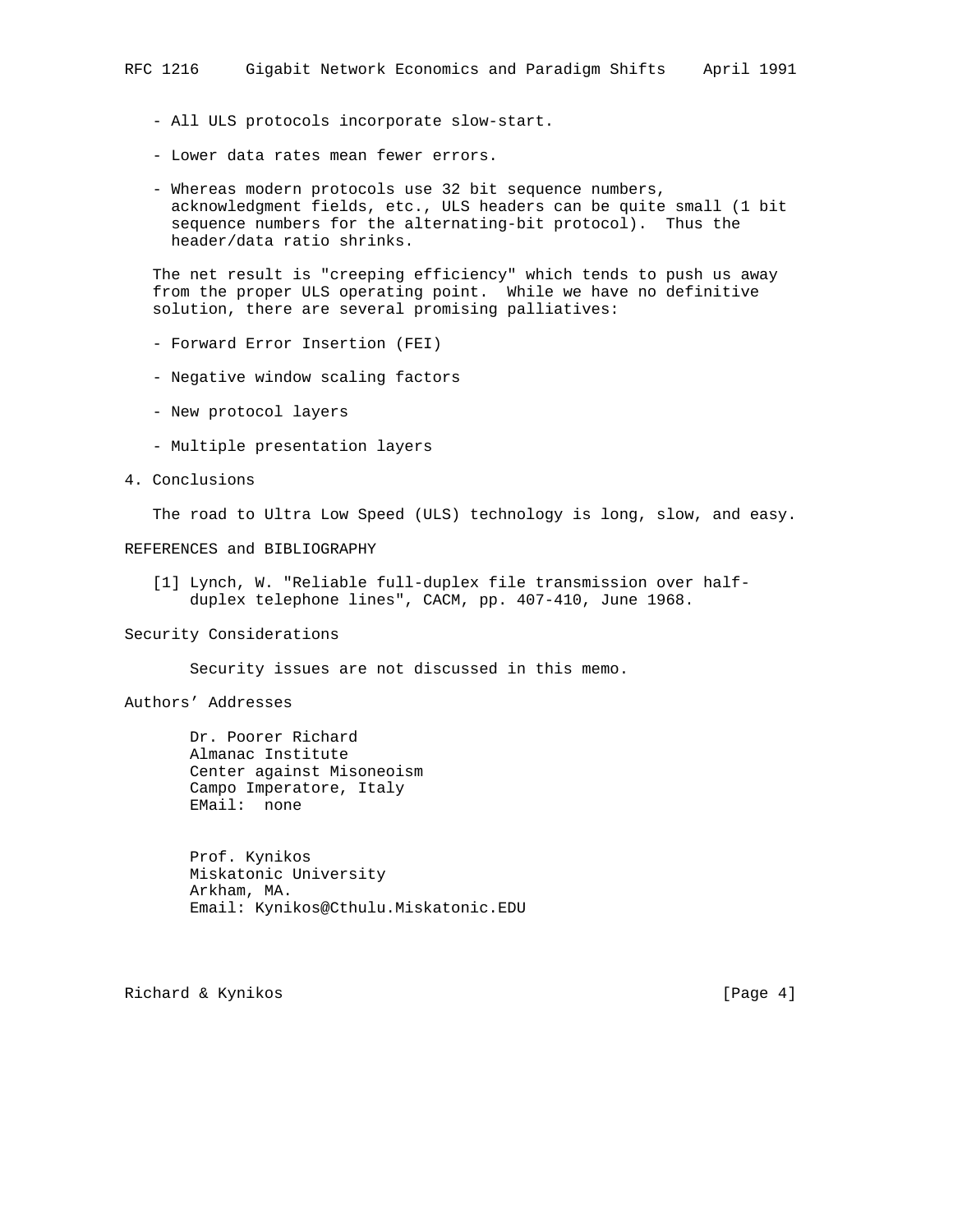- All ULS protocols incorporate slow-start.

- Lower data rates mean fewer errors.

- Whereas modern protocols use 32 bit sequence numbers, acknowledgment fields, etc., ULS headers can be quite small (1 bit sequence numbers for the alternating-bit protocol). Thus the header/data ratio shrinks.

The net result is "creeping efficiency" which tends to push us away from the proper ULS operating point. While we have no definitive solution, there are several promising palliatives:

- Forward Error Insertion (FEI)

- Negative window scaling factors

- New protocol layers

- Multiple presentation layers

## 4. Conclusions

The road to Ultra Low Speed (ULS) technology is long, slow, and easy.

## REFERENCES and BIBLIOGRAPHY

[1] Lynch, W. "Reliable full-duplex file transmission over half-duplex telephone lines", CACM, pp. 407-410, June 1968.

## Security Considerations

Security issues are not discussed in this memo.

## Authors' Addresses

Dr. Poorer Richard
Almanac Institute
Center against Misoneoism
Campo Imperatore, Italy
EMail: none

Prof. Kynikos
Miskatonic University
Arkham, MA.
Email: Kynikos@Cthulu.Miskatonic.EDU